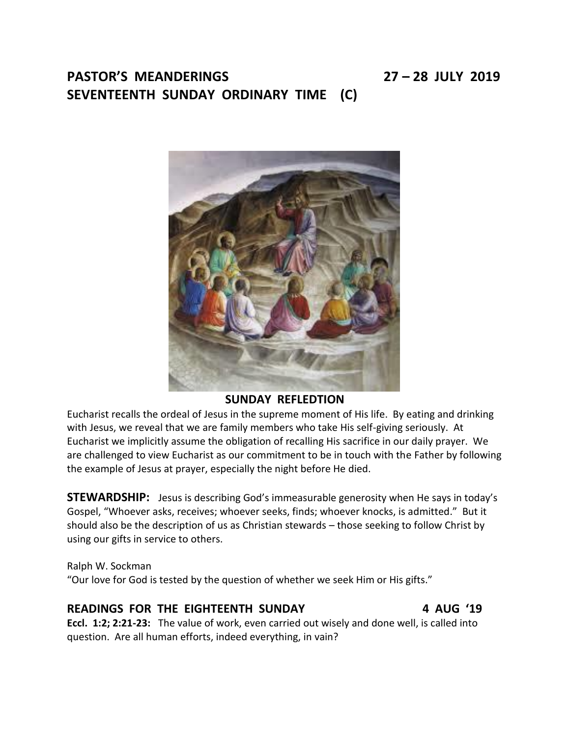# PASTOR'S MEANDERINGS 27 – 28 JULY 2019
# SEVENTEENTH SUNDAY ORDINARY TIME (C)

**SUNDAY REFLEDTION**

Eucharist recalls the ordeal of Jesus in the supreme moment of His life. By eating and drinking with Jesus, we reveal that we are family members who take His self-giving seriously. At Eucharist we implicitly assume the obligation of recalling His sacrifice in our daily prayer. We are challenged to view Eucharist as our commitment to be in touch with the Father by following the example of Jesus at prayer, especially the night before He died.

**STEWARDSHIP:** Jesus is describing God's immeasurable generosity when He says in today's Gospel, "Whoever asks, receives; whoever seeks, finds; whoever knocks, is admitted." But it should also be the description of us as Christian stewards – those seeking to follow Christ by using our gifts in service to others.

Ralph W. Sockman
"Our love for God is tested by the question of whether we seek Him or His gifts."

## READINGS FOR THE EIGHTEENTH SUNDAY 4 AUG '19

**Eccl. 1:2; 2:21-23:** The value of work, even carried out wisely and done well, is called into question. Are all human efforts, indeed everything, in vain?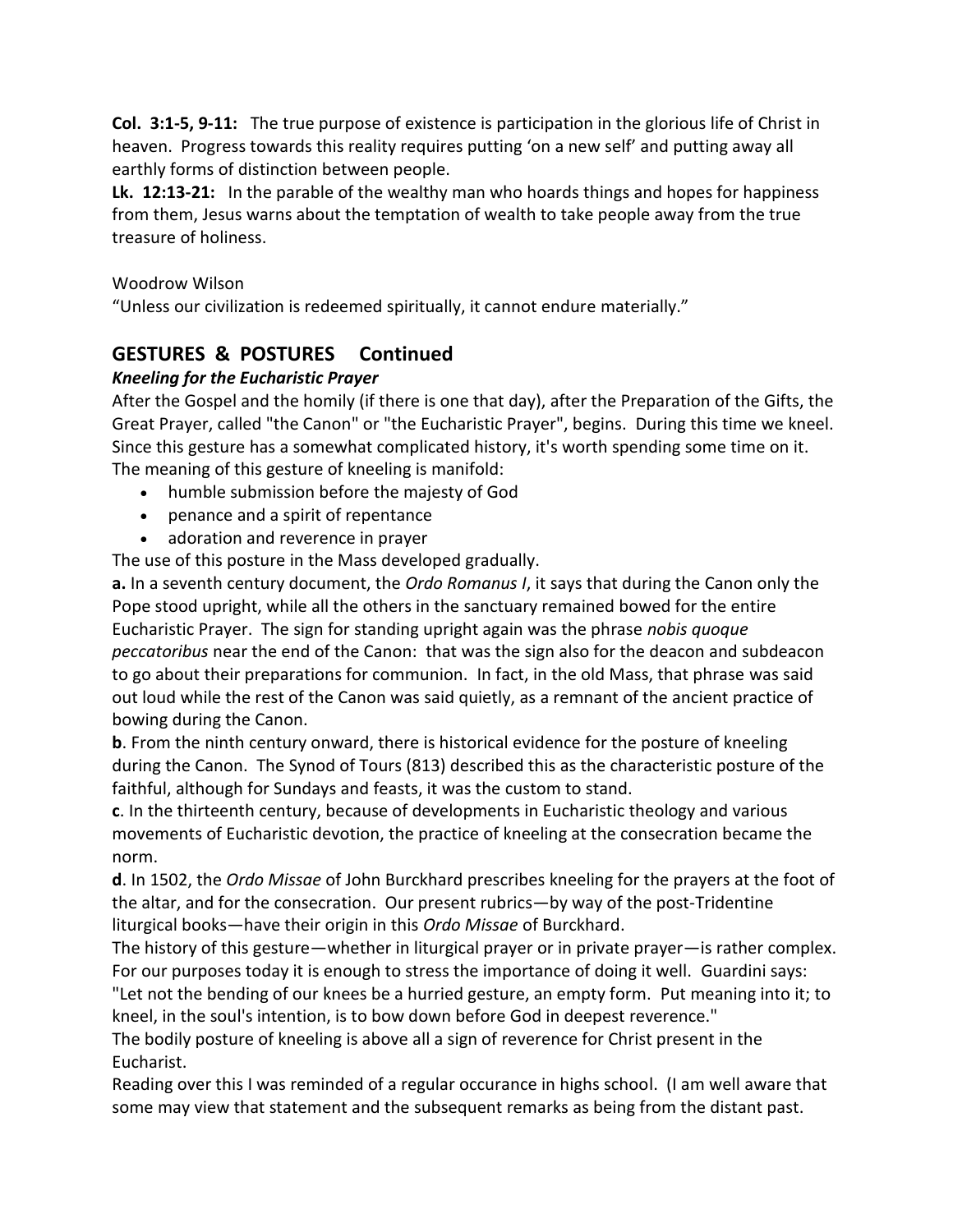**Col. 3:1-5, 9-11:** The true purpose of existence is participation in the glorious life of Christ in heaven. Progress towards this reality requires putting 'on a new self' and putting away all earthly forms of distinction between people.

**Lk. 12:13-21:** In the parable of the wealthy man who hoards things and hopes for happiness from them, Jesus warns about the temptation of wealth to take people away from the true treasure of holiness.

Woodrow Wilson

"Unless our civilization is redeemed spiritually, it cannot endure materially."

## GESTURES & POSTURES Continued

### *Kneeling for the Eucharistic Prayer*

After the Gospel and the homily (if there is one that day), after the Preparation of the Gifts, the Great Prayer, called "the Canon" or "the Eucharistic Prayer", begins. During this time we kneel. Since this gesture has a somewhat complicated history, it's worth spending some time on it. The meaning of this gesture of kneeling is manifold:

- humble submission before the majesty of God
- penance and a spirit of repentance
- adoration and reverence in prayer

The use of this posture in the Mass developed gradually.

**a.** In a seventh century document, the *Ordo Romanus I*, it says that during the Canon only the Pope stood upright, while all the others in the sanctuary remained bowed for the entire Eucharistic Prayer. The sign for standing upright again was the phrase *nobis quoque peccatoribus* near the end of the Canon: that was the sign also for the deacon and subdeacon to go about their preparations for communion. In fact, in the old Mass, that phrase was said out loud while the rest of the Canon was said quietly, as a remnant of the ancient practice of bowing during the Canon.

**b**. From the ninth century onward, there is historical evidence for the posture of kneeling during the Canon. The Synod of Tours (813) described this as the characteristic posture of the faithful, although for Sundays and feasts, it was the custom to stand.

**c**. In the thirteenth century, because of developments in Eucharistic theology and various movements of Eucharistic devotion, the practice of kneeling at the consecration became the norm.

**d**. In 1502, the *Ordo Missae* of John Burckhard prescribes kneeling for the prayers at the foot of the altar, and for the consecration. Our present rubrics—by way of the post-Tridentine liturgical books—have their origin in this *Ordo Missae* of Burckhard.

The history of this gesture—whether in liturgical prayer or in private prayer—is rather complex. For our purposes today it is enough to stress the importance of doing it well. Guardini says: "Let not the bending of our knees be a hurried gesture, an empty form. Put meaning into it; to kneel, in the soul's intention, is to bow down before God in deepest reverence."

The bodily posture of kneeling is above all a sign of reverence for Christ present in the Eucharist.

Reading over this I was reminded of a regular occurance in highs school. (I am well aware that some may view that statement and the subsequent remarks as being from the distant past.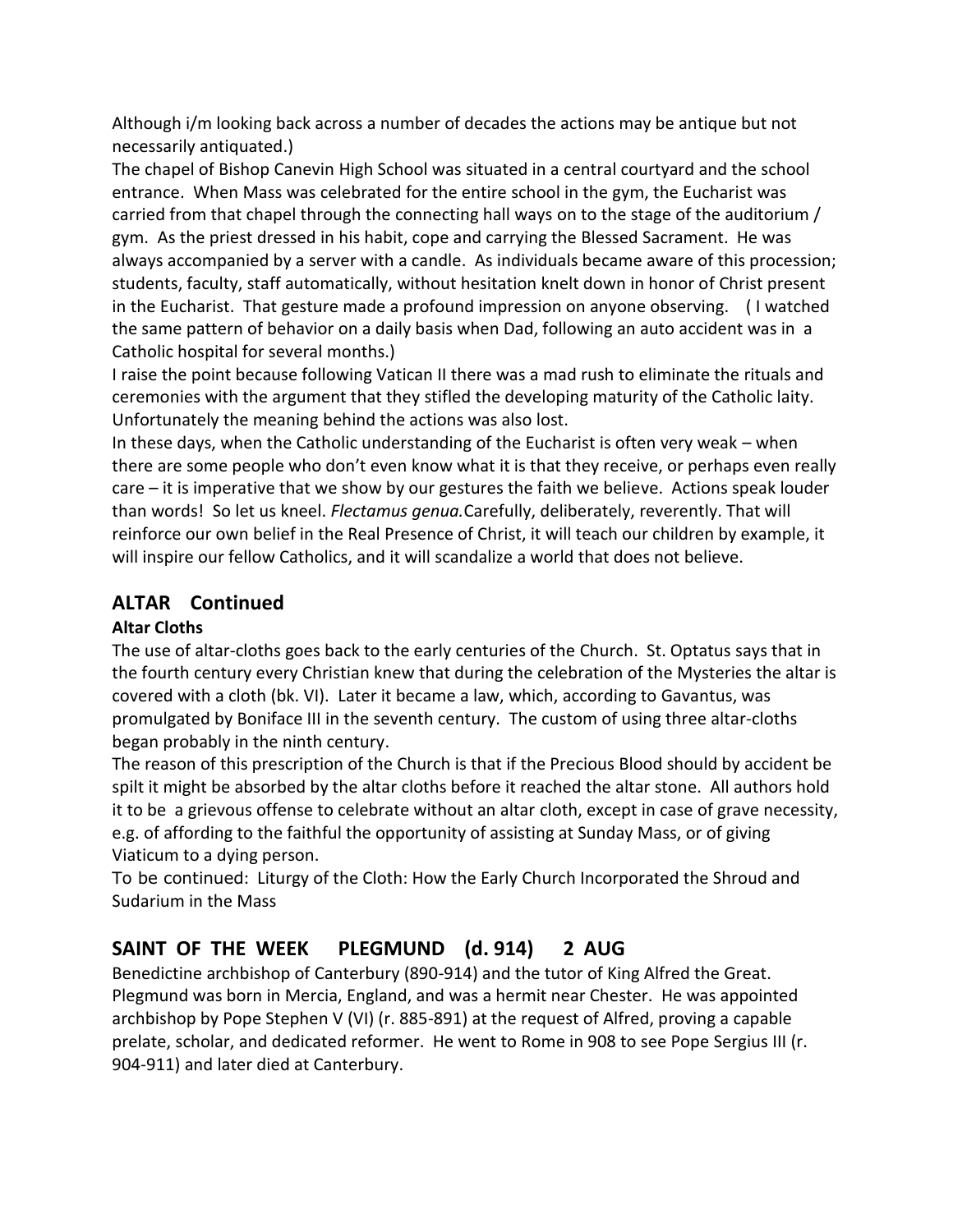Although i/m looking back across a number of decades the actions may be antique but not necessarily antiquated.)

The chapel of Bishop Canevin High School was situated in a central courtyard and the school entrance. When Mass was celebrated for the entire school in the gym, the Eucharist was carried from that chapel through the connecting hall ways on to the stage of the auditorium / gym. As the priest dressed in his habit, cope and carrying the Blessed Sacrament. He was always accompanied by a server with a candle. As individuals became aware of this procession; students, faculty, staff automatically, without hesitation knelt down in honor of Christ present in the Eucharist. That gesture made a profound impression on anyone observing. ( I watched the same pattern of behavior on a daily basis when Dad, following an auto accident was in a Catholic hospital for several months.)

I raise the point because following Vatican II there was a mad rush to eliminate the rituals and ceremonies with the argument that they stifled the developing maturity of the Catholic laity. Unfortunately the meaning behind the actions was also lost.

In these days, when the Catholic understanding of the Eucharist is often very weak – when there are some people who don't even know what it is that they receive, or perhaps even really care – it is imperative that we show by our gestures the faith we believe. Actions speak louder than words! So let us kneel. *Flectamus genua.* Carefully, deliberately, reverently. That will reinforce our own belief in the Real Presence of Christ, it will teach our children by example, it will inspire our fellow Catholics, and it will scandalize a world that does not believe.

## ALTAR Continued

### Altar Cloths

The use of altar-cloths goes back to the early centuries of the Church. St. Optatus says that in the fourth century every Christian knew that during the celebration of the Mysteries the altar is covered with a cloth (bk. VI). Later it became a law, which, according to Gavantus, was promulgated by Boniface III in the seventh century. The custom of using three altar-cloths began probably in the ninth century.

The reason of this prescription of the Church is that if the Precious Blood should by accident be spilt it might be absorbed by the altar cloths before it reached the altar stone. All authors hold it to be a grievous offense to celebrate without an altar cloth, except in case of grave necessity, e.g. of affording to the faithful the opportunity of assisting at Sunday Mass, or of giving Viaticum to a dying person.

To be continued: Liturgy of the Cloth: How the Early Church Incorporated the Shroud and Sudarium in the Mass

## SAINT OF THE WEEK PLEGMUND (d. 914) 2 AUG

Benedictine archbishop of Canterbury (890-914) and the tutor of King Alfred the Great. Plegmund was born in Mercia, England, and was a hermit near Chester. He was appointed archbishop by Pope Stephen V (VI) (r. 885-891) at the request of Alfred, proving a capable prelate, scholar, and dedicated reformer. He went to Rome in 908 to see Pope Sergius III (r. 904-911) and later died at Canterbury.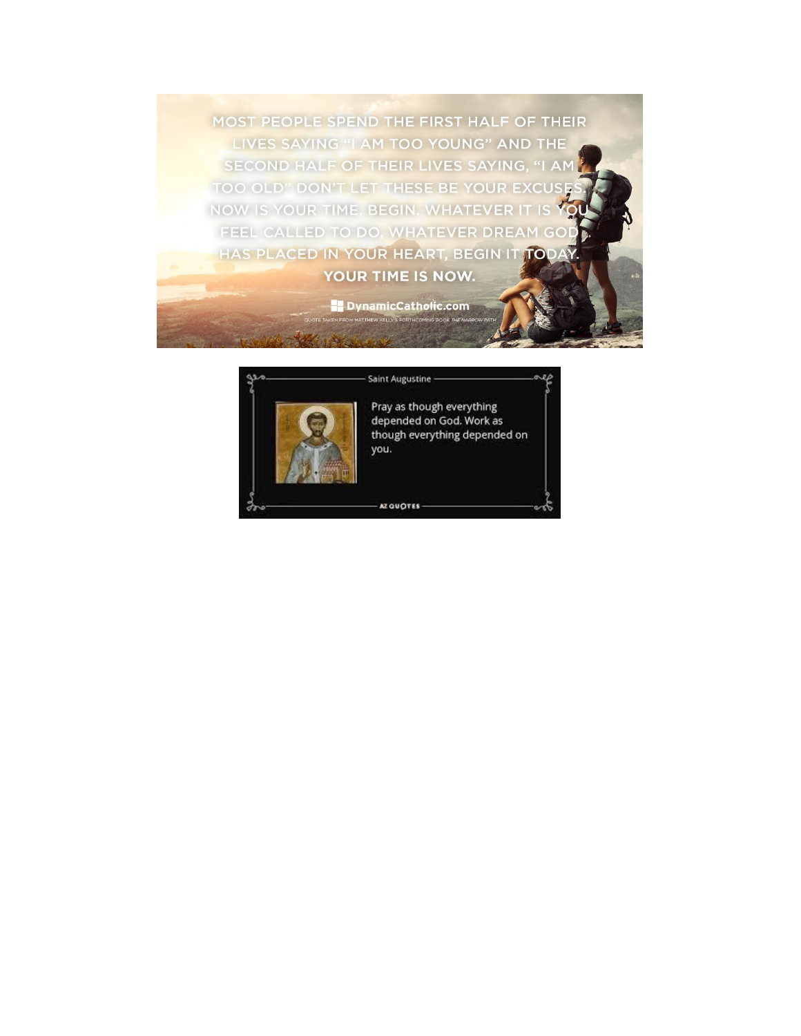MOST PEOPLE SPEND THE FIRST HALF OF THEIR LIVES SAYING "I AM TOO YOUNG" AND THE SECOND HALF OF THEIR LIVES SAYING, "I AM TOO OLD" DON'T LET THESE BE YOUR EXCUSES. NOW IS YOUR TIME. BEGIN. WHATEVER IT IS YOU FEEL CALLED TO DO, WHATEVER DREAM GOD HAS PLACED IN YOUR HEART, BEGIN IT TODAY.

**YOUR TIME IS NOW.**

DynamicCatholic.com

QUOTE TAKEN FROM MATTHEW KELLY'S FORTHCOMING BOOK *THE NARROW PATH*

Saint Augustine

Pray as though everything depended on God. Work as though everything depended on you.

AZ QUOTES